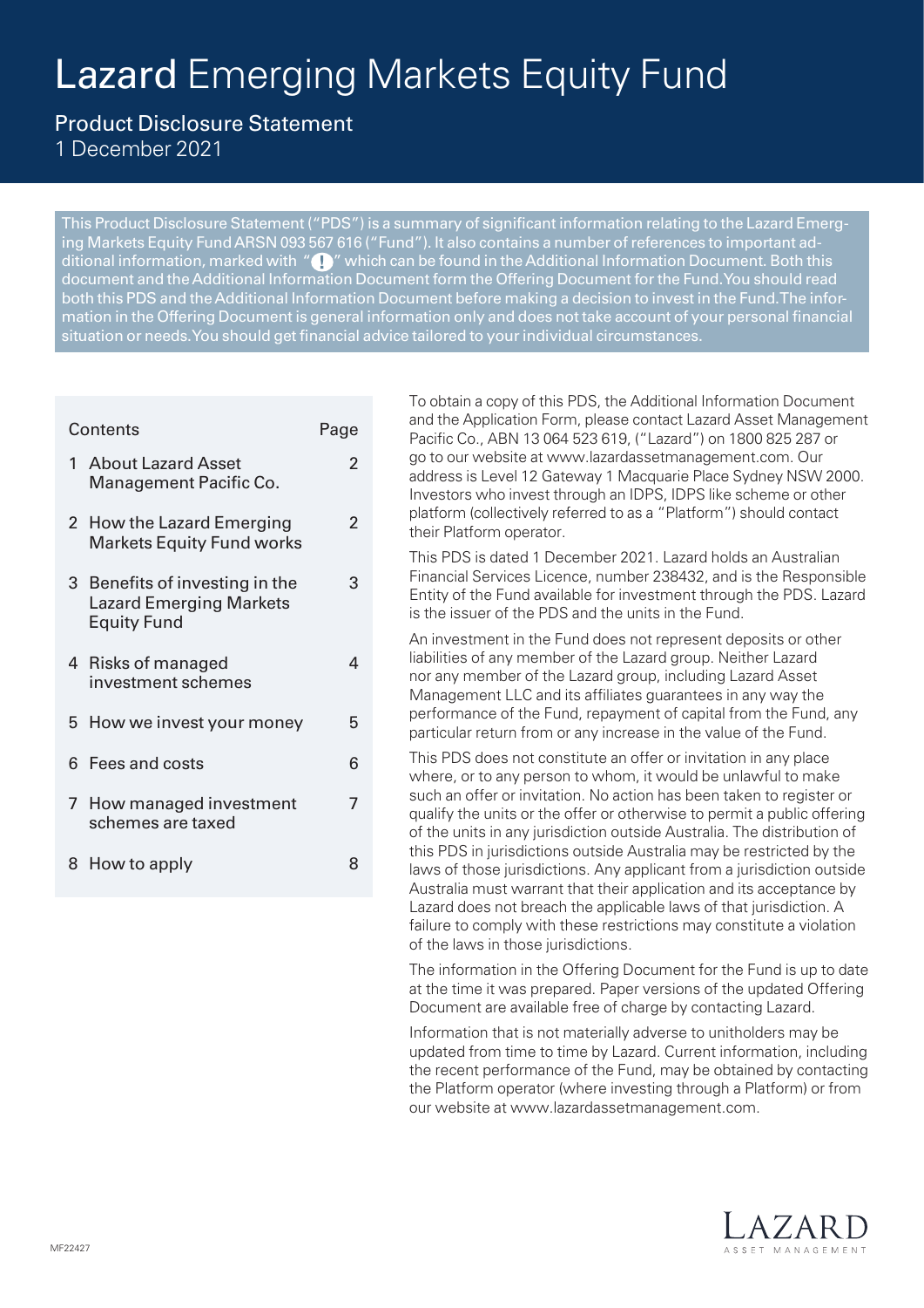# Lazard Emerging Markets Equity Fund

## Product Disclosure Statement

1 December 2021

This Product Disclosure Statement ("PDS") is a summary of significant information relating to the Lazard Emerging Markets Equity Fund ARSN 093 567 616 ("Fund"). It also contains a number of references to important additional information, marked with "!" which can be found in the Additional Information Document. Both this document and the Additional Information Document form the Offering Document for the Fund. You should read both this PDS and the Additional Information Document before making a decision to invest in the Fund. The information in the Offering Document is general information only and does not take account of your personal financial situation or needs. You should get financial advice tailored to your individual circumstances.

| Contents | Page |
|---|---|
| 1 About Lazard Asset Management Pacific Co. | 2 |
| 2 How the Lazard Emerging Markets Equity Fund works | 2 |
| 3 Benefits of investing in the Lazard Emerging Markets Equity Fund | 3 |
| 4 Risks of managed investment schemes | 4 |
| 5 How we invest your money | 5 |
| 6 Fees and costs | 6 |
| 7 How managed investment schemes are taxed | 7 |
| 8 How to apply | 8 |

To obtain a copy of this PDS, the Additional Information Document and the Application Form, please contact Lazard Asset Management Pacific Co., ABN 13 064 523 619, ("Lazard") on 1800 825 287 or go to our website at www.lazardassetmanagement.com. Our address is Level 12 Gateway 1 Macquarie Place Sydney NSW 2000. Investors who invest through an IDPS, IDPS like scheme or other platform (collectively referred to as a "Platform") should contact their Platform operator.

This PDS is dated 1 December 2021. Lazard holds an Australian Financial Services Licence, number 238432, and is the Responsible Entity of the Fund available for investment through the PDS. Lazard is the issuer of the PDS and the units in the Fund.

An investment in the Fund does not represent deposits or other liabilities of any member of the Lazard group. Neither Lazard nor any member of the Lazard group, including Lazard Asset Management LLC and its affiliates guarantees in any way the performance of the Fund, repayment of capital from the Fund, any particular return from or any increase in the value of the Fund.

This PDS does not constitute an offer or invitation in any place where, or to any person to whom, it would be unlawful to make such an offer or invitation. No action has been taken to register or qualify the units or the offer or otherwise to permit a public offering of the units in any jurisdiction outside Australia. The distribution of this PDS in jurisdictions outside Australia may be restricted by the laws of those jurisdictions. Any applicant from a jurisdiction outside Australia must warrant that their application and its acceptance by Lazard does not breach the applicable laws of that jurisdiction. A failure to comply with these restrictions may constitute a violation of the laws in those jurisdictions.

The information in the Offering Document for the Fund is up to date at the time it was prepared. Paper versions of the updated Offering Document are available free of charge by contacting Lazard.

Information that is not materially adverse to unitholders may be updated from time to time by Lazard. Current information, including the recent performance of the Fund, may be obtained by contacting the Platform operator (where investing through a Platform) or from our website at www.lazardassetmanagement.com.

MF22427

LAZARD ASSET MANAGEMENT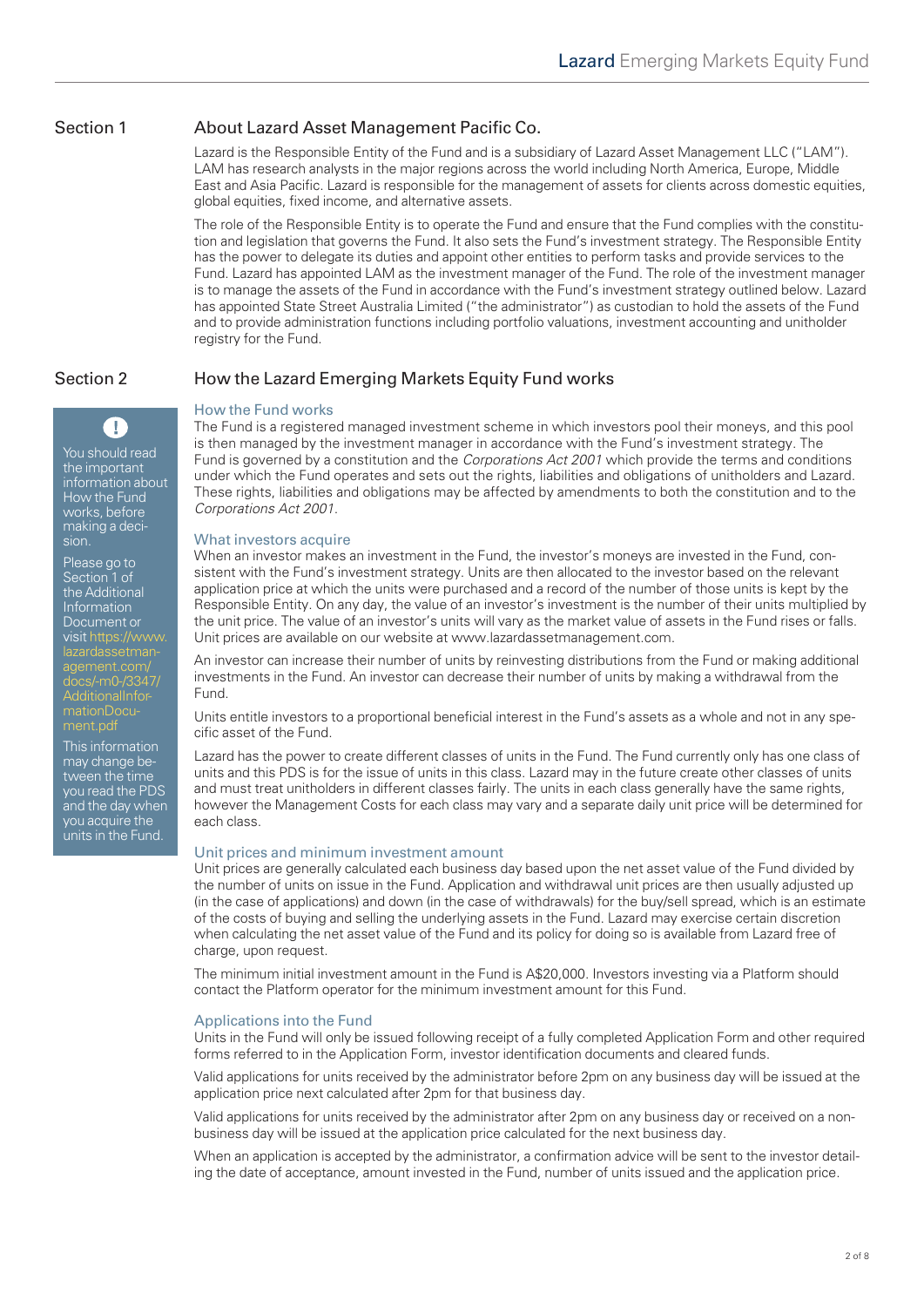## Section 1 About Lazard Asset Management Pacific Co.

Lazard is the Responsible Entity of the Fund and is a subsidiary of Lazard Asset Management LLC ("LAM"). LAM has research analysts in the major regions across the world including North America, Europe, Middle East and Asia Pacific. Lazard is responsible for the management of assets for clients across domestic equities, global equities, fixed income, and alternative assets.

The role of the Responsible Entity is to operate the Fund and ensure that the Fund complies with the constitution and legislation that governs the Fund. It also sets the Fund's investment strategy. The Responsible Entity has the power to delegate its duties and appoint other entities to perform tasks and provide services to the Fund. Lazard has appointed LAM as the investment manager of the Fund. The role of the investment manager is to manage the assets of the Fund in accordance with the Fund's investment strategy outlined below. Lazard has appointed State Street Australia Limited ("the administrator") as custodian to hold the assets of the Fund and to provide administration functions including portfolio valuations, investment accounting and unitholder registry for the Fund.

## Section 2 How the Lazard Emerging Markets Equity Fund works

> **!**
>
> You should read the important information about How the Fund works, before making a decision.
>
> Please go to Section 1 of the Additional Information Document or visit https://www.lazardassetmanagement.com/docs/-m0-/3347/AdditionalInformationDocument.pdf
>
> This information may change between the time you read the PDS and the day when you acquire the units in the Fund.

### How the Fund works

The Fund is a registered managed investment scheme in which investors pool their moneys, and this pool is then managed by the investment manager in accordance with the Fund's investment strategy. The Fund is governed by a constitution and the *Corporations Act 2001* which provide the terms and conditions under which the Fund operates and sets out the rights, liabilities and obligations of unitholders and Lazard. These rights, liabilities and obligations may be affected by amendments to both the constitution and to the *Corporations Act 2001*.

### What investors acquire

When an investor makes an investment in the Fund, the investor's moneys are invested in the Fund, consistent with the Fund's investment strategy. Units are then allocated to the investor based on the relevant application price at which the units were purchased and a record of the number of those units is kept by the Responsible Entity. On any day, the value of an investor's investment is the number of their units multiplied by the unit price. The value of an investor's units will vary as the market value of assets in the Fund rises or falls. Unit prices are available on our website at www.lazardassetmanagement.com.

An investor can increase their number of units by reinvesting distributions from the Fund or making additional investments in the Fund. An investor can decrease their number of units by making a withdrawal from the Fund.

Units entitle investors to a proportional beneficial interest in the Fund's assets as a whole and not in any specific asset of the Fund.

Lazard has the power to create different classes of units in the Fund. The Fund currently only has one class of units and this PDS is for the issue of units in this class. Lazard may in the future create other classes of units and must treat unitholders in different classes fairly. The units in each class generally have the same rights, however the Management Costs for each class may vary and a separate daily unit price will be determined for each class.

### Unit prices and minimum investment amount

Unit prices are generally calculated each business day based upon the net asset value of the Fund divided by the number of units on issue in the Fund. Application and withdrawal unit prices are then usually adjusted up (in the case of applications) and down (in the case of withdrawals) for the buy/sell spread, which is an estimate of the costs of buying and selling the underlying assets in the Fund. Lazard may exercise certain discretion when calculating the net asset value of the Fund and its policy for doing so is available from Lazard free of charge, upon request.

The minimum initial investment amount in the Fund is A$20,000. Investors investing via a Platform should contact the Platform operator for the minimum investment amount for this Fund.

### Applications into the Fund

Units in the Fund will only be issued following receipt of a fully completed Application Form and other required forms referred to in the Application Form, investor identification documents and cleared funds.

Valid applications for units received by the administrator before 2pm on any business day will be issued at the application price next calculated after 2pm for that business day.

Valid applications for units received by the administrator after 2pm on any business day or received on a non-business day will be issued at the application price calculated for the next business day.

When an application is accepted by the administrator, a confirmation advice will be sent to the investor detailing the date of acceptance, amount invested in the Fund, number of units issued and the application price.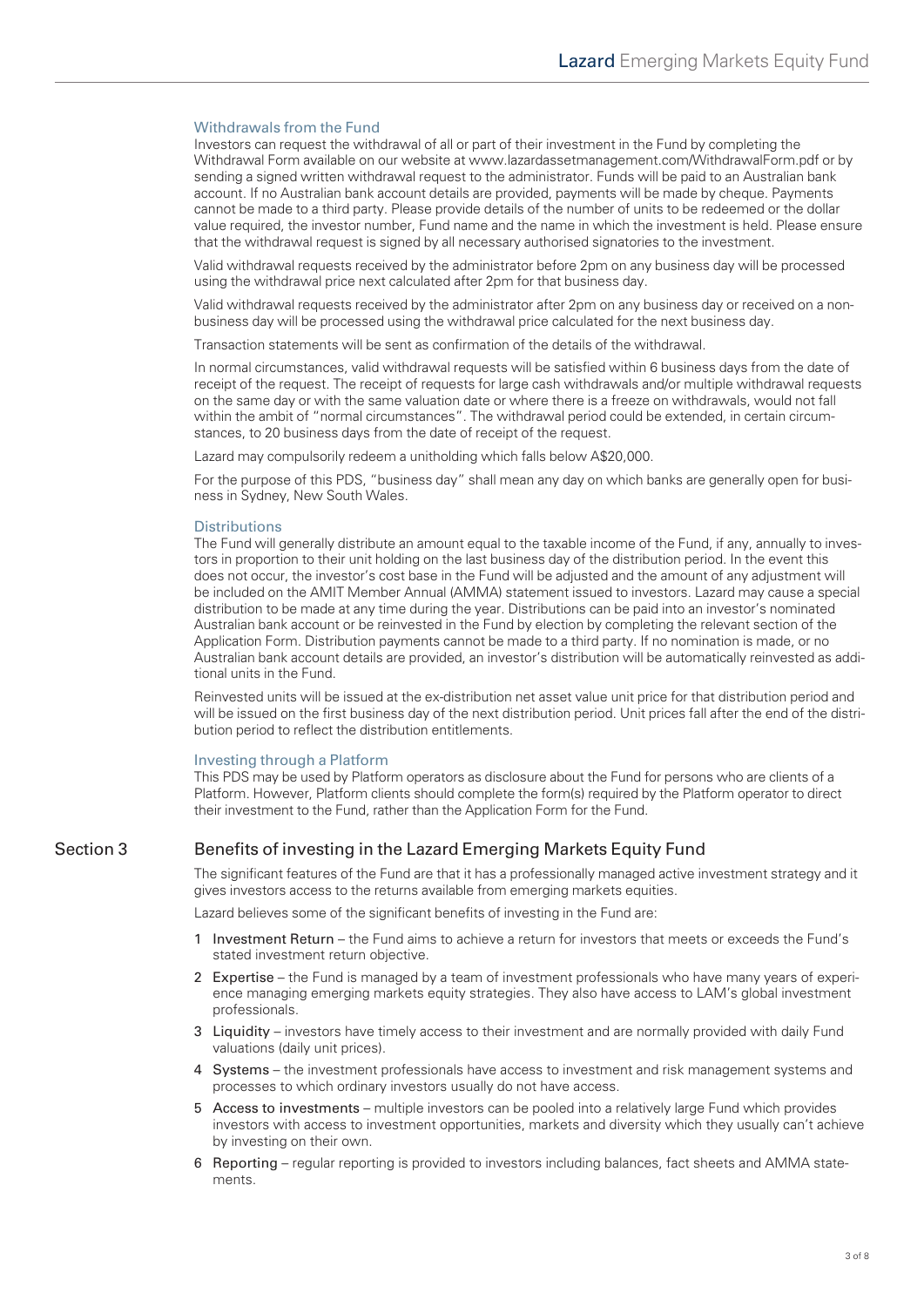### Withdrawals from the Fund

Investors can request the withdrawal of all or part of their investment in the Fund by completing the Withdrawal Form available on our website at www.lazardassetmanagement.com/WithdrawalForm.pdf or by sending a signed written withdrawal request to the administrator. Funds will be paid to an Australian bank account. If no Australian bank account details are provided, payments will be made by cheque. Payments cannot be made to a third party. Please provide details of the number of units to be redeemed or the dollar value required, the investor number, Fund name and the name in which the investment is held. Please ensure that the withdrawal request is signed by all necessary authorised signatories to the investment.

Valid withdrawal requests received by the administrator before 2pm on any business day will be processed using the withdrawal price next calculated after 2pm for that business day.

Valid withdrawal requests received by the administrator after 2pm on any business day or received on a non-business day will be processed using the withdrawal price calculated for the next business day.

Transaction statements will be sent as confirmation of the details of the withdrawal.

In normal circumstances, valid withdrawal requests will be satisfied within 6 business days from the date of receipt of the request. The receipt of requests for large cash withdrawals and/or multiple withdrawal requests on the same day or with the same valuation date or where there is a freeze on withdrawals, would not fall within the ambit of "normal circumstances". The withdrawal period could be extended, in certain circumstances, to 20 business days from the date of receipt of the request.

Lazard may compulsorily redeem a unitholding which falls below A$20,000.

For the purpose of this PDS, "business day" shall mean any day on which banks are generally open for business in Sydney, New South Wales.

### Distributions

The Fund will generally distribute an amount equal to the taxable income of the Fund, if any, annually to investors in proportion to their unit holding on the last business day of the distribution period. In the event this does not occur, the investor's cost base in the Fund will be adjusted and the amount of any adjustment will be included on the AMIT Member Annual (AMMA) statement issued to investors. Lazard may cause a special distribution to be made at any time during the year. Distributions can be paid into an investor's nominated Australian bank account or be reinvested in the Fund by election by completing the relevant section of the Application Form. Distribution payments cannot be made to a third party. If no nomination is made, or no Australian bank account details are provided, an investor's distribution will be automatically reinvested as additional units in the Fund.

Reinvested units will be issued at the ex-distribution net asset value unit price for that distribution period and will be issued on the first business day of the next distribution period. Unit prices fall after the end of the distribution period to reflect the distribution entitlements.

### Investing through a Platform

This PDS may be used by Platform operators as disclosure about the Fund for persons who are clients of a Platform. However, Platform clients should complete the form(s) required by the Platform operator to direct their investment to the Fund, rather than the Application Form for the Fund.

## Section 3 Benefits of investing in the Lazard Emerging Markets Equity Fund

The significant features of the Fund are that it has a professionally managed active investment strategy and it gives investors access to the returns available from emerging markets equities.

Lazard believes some of the significant benefits of investing in the Fund are:

1. Investment Return – the Fund aims to achieve a return for investors that meets or exceeds the Fund's stated investment return objective.
2. Expertise – the Fund is managed by a team of investment professionals who have many years of experience managing emerging markets equity strategies. They also have access to LAM's global investment professionals.
3. Liquidity – investors have timely access to their investment and are normally provided with daily Fund valuations (daily unit prices).
4. Systems – the investment professionals have access to investment and risk management systems and processes to which ordinary investors usually do not have access.
5. Access to investments – multiple investors can be pooled into a relatively large Fund which provides investors with access to investment opportunities, markets and diversity which they usually can't achieve by investing on their own.
6. Reporting – regular reporting is provided to investors including balances, fact sheets and AMMA statements.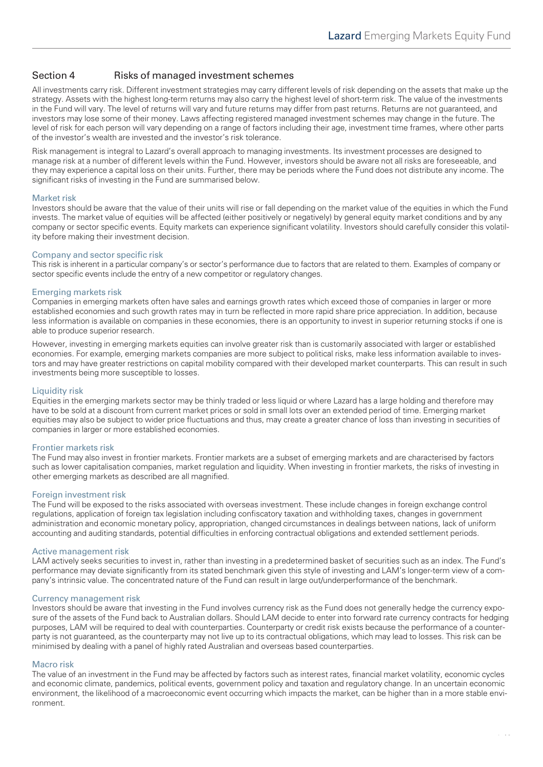## Section 4 Risks of managed investment schemes

All investments carry risk. Different investment strategies may carry different levels of risk depending on the assets that make up the strategy. Assets with the highest long-term returns may also carry the highest level of short-term risk. The value of the investments in the Fund will vary. The level of returns will vary and future returns may differ from past returns. Returns are not guaranteed, and investors may lose some of their money. Laws affecting registered managed investment schemes may change in the future. The level of risk for each person will vary depending on a range of factors including their age, investment time frames, where other parts of the investor's wealth are invested and the investor's risk tolerance.

Risk management is integral to Lazard's overall approach to managing investments. Its investment processes are designed to manage risk at a number of different levels within the Fund. However, investors should be aware not all risks are foreseeable, and they may experience a capital loss on their units. Further, there may be periods where the Fund does not distribute any income. The significant risks of investing in the Fund are summarised below.

### Market risk

Investors should be aware that the value of their units will rise or fall depending on the market value of the equities in which the Fund invests. The market value of equities will be affected (either positively or negatively) by general equity market conditions and by any company or sector specific events. Equity markets can experience significant volatility. Investors should carefully consider this volatility before making their investment decision.

### Company and sector specific risk

This risk is inherent in a particular company's or sector's performance due to factors that are related to them. Examples of company or sector specific events include the entry of a new competitor or regulatory changes.

### Emerging markets risk

Companies in emerging markets often have sales and earnings growth rates which exceed those of companies in larger or more established economies and such growth rates may in turn be reflected in more rapid share price appreciation. In addition, because less information is available on companies in these economies, there is an opportunity to invest in superior returning stocks if one is able to produce superior research.

However, investing in emerging markets equities can involve greater risk than is customarily associated with larger or established economies. For example, emerging markets companies are more subject to political risks, make less information available to investors and may have greater restrictions on capital mobility compared with their developed market counterparts. This can result in such investments being more susceptible to losses.

### Liquidity risk

Equities in the emerging markets sector may be thinly traded or less liquid or where Lazard has a large holding and therefore may have to be sold at a discount from current market prices or sold in small lots over an extended period of time. Emerging market equities may also be subject to wider price fluctuations and thus, may create a greater chance of loss than investing in securities of companies in larger or more established economies.

### Frontier markets risk

The Fund may also invest in frontier markets. Frontier markets are a subset of emerging markets and are characterised by factors such as lower capitalisation companies, market regulation and liquidity. When investing in frontier markets, the risks of investing in other emerging markets as described are all magnified.

### Foreign investment risk

The Fund will be exposed to the risks associated with overseas investment. These include changes in foreign exchange control regulations, application of foreign tax legislation including confiscatory taxation and withholding taxes, changes in government administration and economic monetary policy, appropriation, changed circumstances in dealings between nations, lack of uniform accounting and auditing standards, potential difficulties in enforcing contractual obligations and extended settlement periods.

### Active management risk

LAM actively seeks securities to invest in, rather than investing in a predetermined basket of securities such as an index. The Fund's performance may deviate significantly from its stated benchmark given this style of investing and LAM's longer-term view of a company's intrinsic value. The concentrated nature of the Fund can result in large out/underperformance of the benchmark.

### Currency management risk

Investors should be aware that investing in the Fund involves currency risk as the Fund does not generally hedge the currency exposure of the assets of the Fund back to Australian dollars. Should LAM decide to enter into forward rate currency contracts for hedging purposes, LAM will be required to deal with counterparties. Counterparty or credit risk exists because the performance of a counterparty is not guaranteed, as the counterparty may not live up to its contractual obligations, which may lead to losses. This risk can be minimised by dealing with a panel of highly rated Australian and overseas based counterparties.

### Macro risk

The value of an investment in the Fund may be affected by factors such as interest rates, financial market volatility, economic cycles and economic climate, pandemics, political events, government policy and taxation and regulatory change. In an uncertain economic environment, the likelihood of a macroeconomic event occurring which impacts the market, can be higher than in a more stable environment.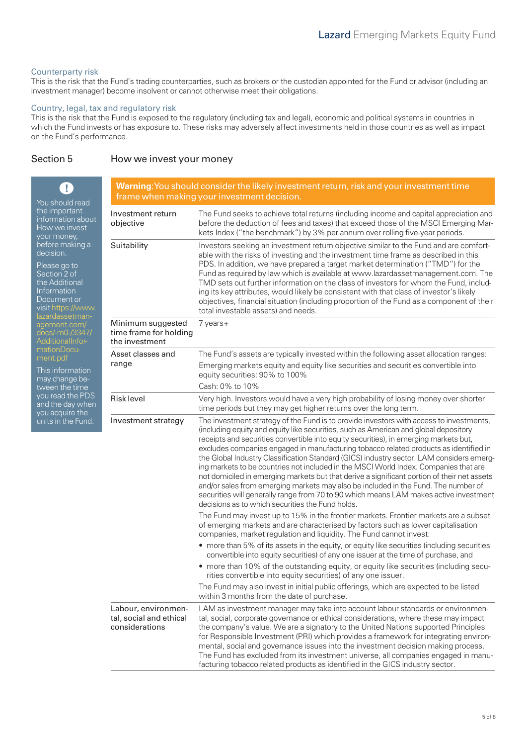### Counterparty risk

This is the risk that the Fund's trading counterparties, such as brokers or the custodian appointed for the Fund or advisor (including an investment manager) become insolvent or cannot otherwise meet their obligations.

### Country, legal, tax and regulatory risk

This is the risk that the Fund is exposed to the regulatory (including tax and legal), economic and political systems in countries in which the Fund invests or has exposure to. These risks may adversely affect investments held in those countries as well as impact on the Fund's performance.

## Section 5 How we invest your money

You should read the important information about How we invest your money, before making a decision.

Please go to Section 2 of the Additional Information Document or visit https://www.lazardassetmanagement.com/docs/-m0-/3347/AdditionalInformationDocument.pdf

This information may change between the time you read the PDS and the day when you acquire the units in the Fund.

**Warning:** You should consider the likely investment return, risk and your investment time frame when making your investment decision.

| | |
|---|---|
| Investment return objective | The Fund seeks to achieve total returns (including income and capital appreciation and before the deduction of fees and taxes) that exceed those of the MSCI Emerging Markets Index ("the benchmark") by 3% per annum over rolling five-year periods. |
| Suitability | Investors seeking an investment return objective similar to the Fund and are comfortable with the risks of investing and the investment time frame as described in this PDS. In addition, we have prepared a target market determination ("TMD") for the Fund as required by law which is available at www.lazardassetmanagement.com. The TMD sets out further information on the class of investors for whom the Fund, including its key attributes, would likely be consistent with that class of investor's likely objectives, financial situation (including proportion of the Fund as a component of their total investable assets) and needs. |
| Minimum suggested time frame for holding the investment | 7 years+ |
| Asset classes and range | The Fund's assets are typically invested within the following asset allocation ranges:<br>Emerging markets equity and equity like securities and securities convertible into equity securities: 90% to 100%<br>Cash: 0% to 10% |
| Risk level | Very high. Investors would have a very high probability of losing money over shorter time periods but they may get higher returns over the long term. |
| Investment strategy | The investment strategy of the Fund is to provide investors with access to investments, (including equity and equity like securities, such as American and global depository receipts and securities convertible into equity securities) in emerging markets but, excludes companies engaged in manufacturing tobacco related products as identified in the Global Industry Classification Standard (GICS) industry sector. LAM considers emerging markets to be countries not included in the MSCI World Index. Companies that are not domiciled in emerging markets but that derive a significant portion of their net assets and/or sales from emerging markets may also be included in the Fund. The number of securities will generally range from 70 to 90 which means LAM makes active investment decisions as to which securities the Fund holds.<br>The Fund may invest up to 15% in the frontier markets. Frontier markets are a subset of emerging markets and are characterised by factors such as lower capitalisation companies, market regulation and liquidity. The Fund cannot invest:<br>• more than 5% of its assets in the equity, or equity like securities (including securities convertible into equity securities) of any one issuer at the time of purchase, and<br>• more than 10% of the outstanding equity, or equity like securities (including securities convertible into equity securities) of any one issuer.<br>The Fund may also invest in initial public offerings, which are expected to be listed within 3 months from the date of purchase. |
| Labour, environmental, social and ethical considerations | LAM as investment manager may take into account labour standards or environmental, social, corporate governance or ethical considerations, where these may impact the company's value. We are a signatory to the United Nations supported Principles for Responsible Investment (PRI) which provides a framework for integrating environmental, social and governance issues into the investment decision making process. The Fund has excluded from its investment universe, all companies engaged in manufacturing tobacco related products as identified in the GICS industry sector. |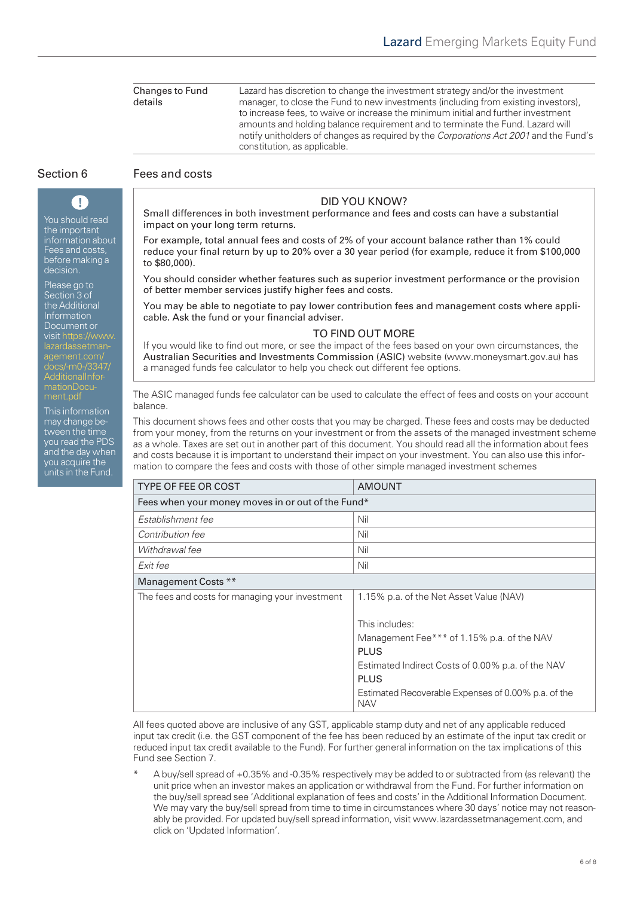| Changes to Fund details | Lazard has discretion to change the investment strategy and/or the investment manager, to close the Fund to new investments (including from existing investors), to increase fees, to waive or increase the minimum initial and further investment amounts and holding balance requirement and to terminate the Fund. Lazard will notify unitholders of changes as required by the *Corporations Act 2001* and the Fund's constitution, as applicable. |
|---|---|

## Section 6 Fees and costs

!

You should read the important information about Fees and costs, before making a decision.

Please go to Section 3 of the Additional Information Document or visit https://www.lazardassetmanagement.com/docs/-m0-/3347/AdditionalInformationDocument.pdf

This information may change between the time you read the PDS and the day when you acquire the units in the Fund.

**DID YOU KNOW?**

Small differences in both investment performance and fees and costs can have a substantial impact on your long term returns.

For example, total annual fees and costs of 2% of your account balance rather than 1% could reduce your final return by up to 20% over a 30 year period (for example, reduce it from $100,000 to $80,000).

You should consider whether features such as superior investment performance or the provision of better member services justify higher fees and costs.

You may be able to negotiate to pay lower contribution fees and management costs where applicable. Ask the fund or your financial adviser.

**TO FIND OUT MORE**

If you would like to find out more, or see the impact of the fees based on your own circumstances, the Australian Securities and Investments Commission (ASIC) website (www.moneysmart.gov.au) has a managed funds fee calculator to help you check out different fee options.

The ASIC managed funds fee calculator can be used to calculate the effect of fees and costs on your account balance.

This document shows fees and other costs that you may be charged. These fees and costs may be deducted from your money, from the returns on your investment or from the assets of the managed investment scheme as a whole. Taxes are set out in another part of this document. You should read all the information about fees and costs because it is important to understand their impact on your investment. You can also use this information to compare the fees and costs with those of other simple managed investment schemes

| TYPE OF FEE OR COST | AMOUNT |
|---|---|
| Fees when your money moves in or out of the Fund* | |
| *Establishment fee* | Nil |
| *Contribution fee* | Nil |
| *Withdrawal fee* | Nil |
| *Exit fee* | Nil |
| Management Costs ** | |
| The fees and costs for managing your investment | 1.15% p.a. of the Net Asset Value (NAV)<br><br>This includes:<br>Management Fee*** of 1.15% p.a. of the NAV<br>PLUS<br>Estimated Indirect Costs of 0.00% p.a. of the NAV<br>PLUS<br>Estimated Recoverable Expenses of 0.00% p.a. of the NAV |

All fees quoted above are inclusive of any GST, applicable stamp duty and net of any applicable reduced input tax credit (i.e. the GST component of the fee has been reduced by an estimate of the input tax credit or reduced input tax credit available to the Fund). For further general information on the tax implications of this Fund see Section 7.

* A buy/sell spread of +0.35% and -0.35% respectively may be added to or subtracted from (as relevant) the unit price when an investor makes an application or withdrawal from the Fund. For further information on the buy/sell spread see 'Additional explanation of fees and costs' in the Additional Information Document. We may vary the buy/sell spread from time to time in circumstances where 30 days' notice may not reasonably be provided. For updated buy/sell spread information, visit www.lazardassetmanagement.com, and click on 'Updated Information'.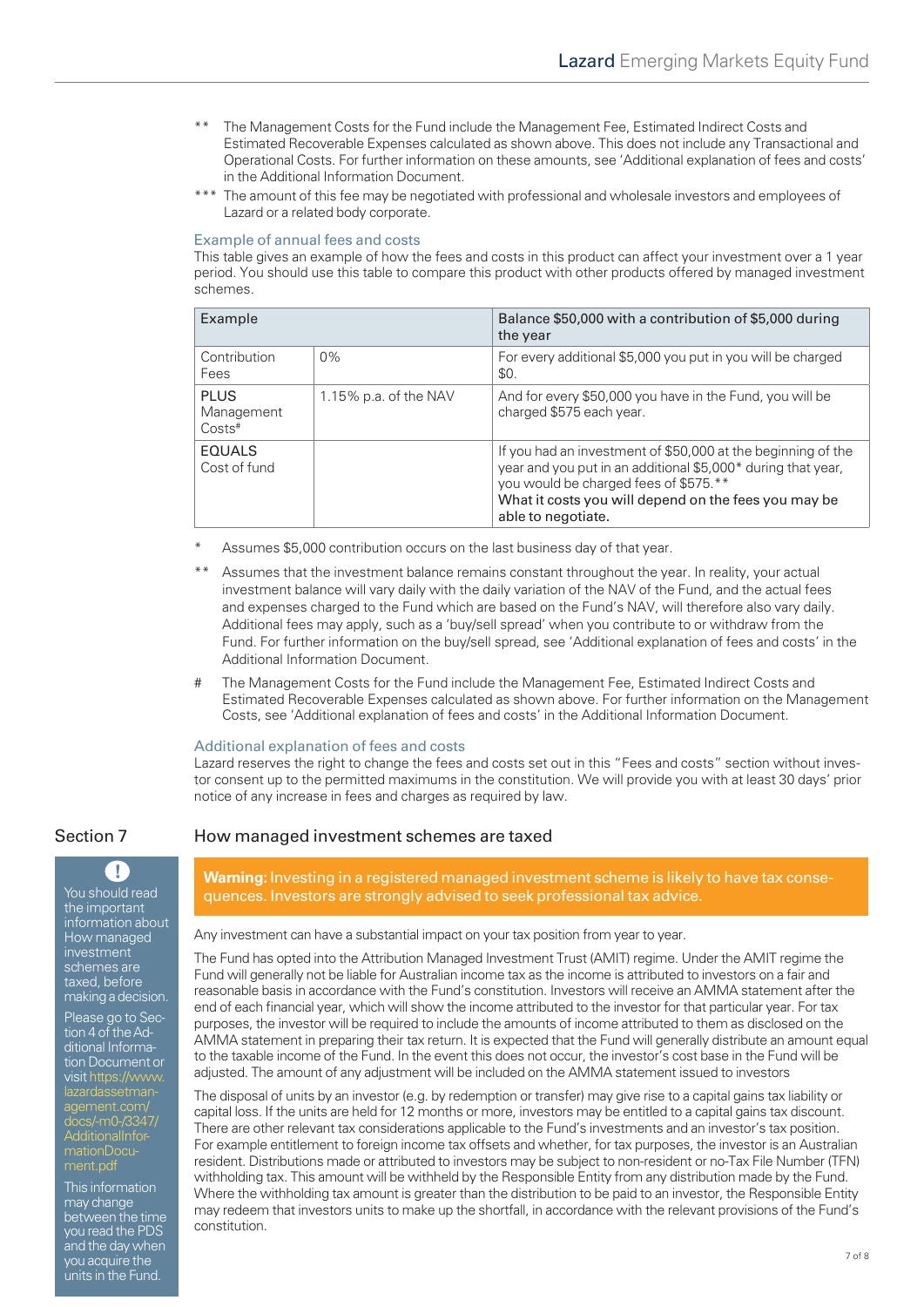** The Management Costs for the Fund include the Management Fee, Estimated Indirect Costs and Estimated Recoverable Expenses calculated as shown above. This does not include any Transactional and Operational Costs. For further information on these amounts, see 'Additional explanation of fees and costs' in the Additional Information Document.

*** The amount of this fee may be negotiated with professional and wholesale investors and employees of Lazard or a related body corporate.

### Example of annual fees and costs

This table gives an example of how the fees and costs in this product can affect your investment over a 1 year period. You should use this table to compare this product with other products offered by managed investment schemes.

| Example | | Balance $50,000 with a contribution of $5,000 during the year |
|---|---|---|
| Contribution Fees | 0% | For every additional $5,000 you put in you will be charged $0. |
| PLUS Management Costs# | 1.15% p.a. of the NAV | And for every $50,000 you have in the Fund, you will be charged $575 each year. |
| EQUALS Cost of fund | | If you had an investment of $50,000 at the beginning of the year and you put in an additional $5,000* during that year, you would be charged fees of $575.** **What it costs you will depend on the fees you may be able to negotiate.** |

* Assumes $5,000 contribution occurs on the last business day of that year.

** Assumes that the investment balance remains constant throughout the year. In reality, your actual investment balance will vary daily with the daily variation of the NAV of the Fund, and the actual fees and expenses charged to the Fund which are based on the Fund's NAV, will therefore also vary daily. Additional fees may apply, such as a 'buy/sell spread' when you contribute to or withdraw from the Fund. For further information on the buy/sell spread, see 'Additional explanation of fees and costs' in the Additional Information Document.

# The Management Costs for the Fund include the Management Fee, Estimated Indirect Costs and Estimated Recoverable Expenses calculated as shown above. For further information on the Management Costs, see 'Additional explanation of fees and costs' in the Additional Information Document.

### Additional explanation of fees and costs

Lazard reserves the right to change the fees and costs set out in this "Fees and costs" section without investor consent up to the permitted maximums in the constitution. We will provide you with at least 30 days' prior notice of any increase in fees and charges as required by law.

## Section 7 How managed investment schemes are taxed

You should read the important information about How managed investment schemes are taxed, before making a decision.

Please go to Section 4 of the Additional Information Document or visit https://www.lazardassetmanagement.com/docs/-m0-/3347/AdditionalInformationDocument.pdf

This information may change between the time you read the PDS and the day when you acquire the units in the Fund.

**Warning:** Investing in a registered managed investment scheme is likely to have tax consequences. Investors are strongly advised to seek professional tax advice.

Any investment can have a substantial impact on your tax position from year to year.

The Fund has opted into the Attribution Managed Investment Trust (AMIT) regime. Under the AMIT regime the Fund will generally not be liable for Australian income tax as the income is attributed to investors on a fair and reasonable basis in accordance with the Fund's constitution. Investors will receive an AMMA statement after the end of each financial year, which will show the income attributed to the investor for that particular year. For tax purposes, the investor will be required to include the amounts of income attributed to them as disclosed on the AMMA statement in preparing their tax return. It is expected that the Fund will generally distribute an amount equal to the taxable income of the Fund. In the event this does not occur, the investor's cost base in the Fund will be adjusted. The amount of any adjustment will be included on the AMMA statement issued to investors

The disposal of units by an investor (e.g. by redemption or transfer) may give rise to a capital gains tax liability or capital loss. If the units are held for 12 months or more, investors may be entitled to a capital gains tax discount. There are other relevant tax considerations applicable to the Fund's investments and an investor's tax position. For example entitlement to foreign income tax offsets and whether, for tax purposes, the investor is an Australian resident. Distributions made or attributed to investors may be subject to non-resident or no-Tax File Number (TFN) withholding tax. This amount will be withheld by the Responsible Entity from any distribution made by the Fund. Where the withholding tax amount is greater than the distribution to be paid to an investor, the Responsible Entity may redeem that investors units to make up the shortfall, in accordance with the relevant provisions of the Fund's constitution.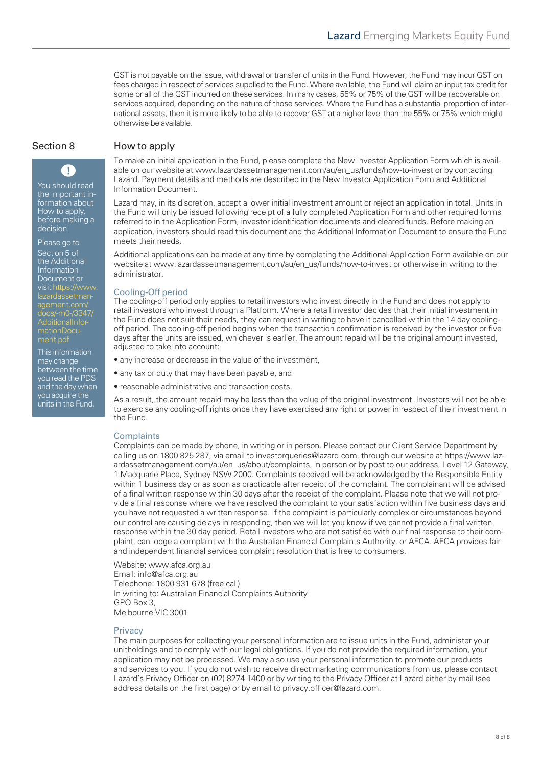GST is not payable on the issue, withdrawal or transfer of units in the Fund. However, the Fund may incur GST on fees charged in respect of services supplied to the Fund. Where available, the Fund will claim an input tax credit for some or all of the GST incurred on these services. In many cases, 55% or 75% of the GST will be recoverable on services acquired, depending on the nature of those services. Where the Fund has a substantial proportion of international assets, then it is more likely to be able to recover GST at a higher level than the 55% or 75% which might otherwise be available.

## Section 8

## How to apply

> You should read the important information about How to apply, before making a decision.
>
> Please go to Section 5 of the Additional Information Document or visit https://www.lazardassetmanagement.com/docs/-m0-/3347/AdditionalInformationDocument.pdf
>
> This information may change between the time you read the PDS and the day when you acquire the units in the Fund.

To make an initial application in the Fund, please complete the New Investor Application Form which is available on our website at www.lazardassetmanagement.com/au/en_us/funds/how-to-invest or by contacting Lazard. Payment details and methods are described in the New Investor Application Form and Additional Information Document.

Lazard may, in its discretion, accept a lower initial investment amount or reject an application in total. Units in the Fund will only be issued following receipt of a fully completed Application Form and other required forms referred to in the Application Form, investor identification documents and cleared funds. Before making an application, investors should read this document and the Additional Information Document to ensure the Fund meets their needs.

Additional applications can be made at any time by completing the Additional Application Form available on our website at www.lazardassetmanagement.com/au/en_us/funds/how-to-invest or otherwise in writing to the administrator.

### Cooling-Off period

The cooling-off period only applies to retail investors who invest directly in the Fund and does not apply to retail investors who invest through a Platform. Where a retail investor decides that their initial investment in the Fund does not suit their needs, they can request in writing to have it cancelled within the 14 day cooling-off period. The cooling-off period begins when the transaction confirmation is received by the investor or five days after the units are issued, whichever is earlier. The amount repaid will be the original amount invested, adjusted to take into account:

- any increase or decrease in the value of the investment,
- any tax or duty that may have been payable, and
- reasonable administrative and transaction costs.

As a result, the amount repaid may be less than the value of the original investment. Investors will not be able to exercise any cooling-off rights once they have exercised any right or power in respect of their investment in the Fund.

### Complaints

Complaints can be made by phone, in writing or in person. Please contact our Client Service Department by calling us on 1800 825 287, via email to investorqueries@lazard.com, through our website at https://www.lazardassetmanagement.com/au/en_us/about/complaints, in person or by post to our address, Level 12 Gateway, 1 Macquarie Place, Sydney NSW 2000. Complaints received will be acknowledged by the Responsible Entity within 1 business day or as soon as practicable after receipt of the complaint. The complainant will be advised of a final written response within 30 days after the receipt of the complaint. Please note that we will not provide a final response where we have resolved the complaint to your satisfaction within five business days and you have not requested a written response. If the complaint is particularly complex or circumstances beyond our control are causing delays in responding, then we will let you know if we cannot provide a final written response within the 30 day period. Retail investors who are not satisfied with our final response to their complaint, can lodge a complaint with the Australian Financial Complaints Authority, or AFCA. AFCA provides fair and independent financial services complaint resolution that is free to consumers.

Website: www.afca.org.au
Email: info@afca.org.au
Telephone: 1800 931 678 (free call)
In writing to: Australian Financial Complaints Authority
GPO Box 3,
Melbourne VIC 3001

### Privacy

The main purposes for collecting your personal information are to issue units in the Fund, administer your unitholdings and to comply with our legal obligations. If you do not provide the required information, your application may not be processed. We may also use your personal information to promote our products and services to you. If you do not wish to receive direct marketing communications from us, please contact Lazard's Privacy Officer on (02) 8274 1400 or by writing to the Privacy Officer at Lazard either by mail (see address details on the first page) or by email to privacy.officer@lazard.com.